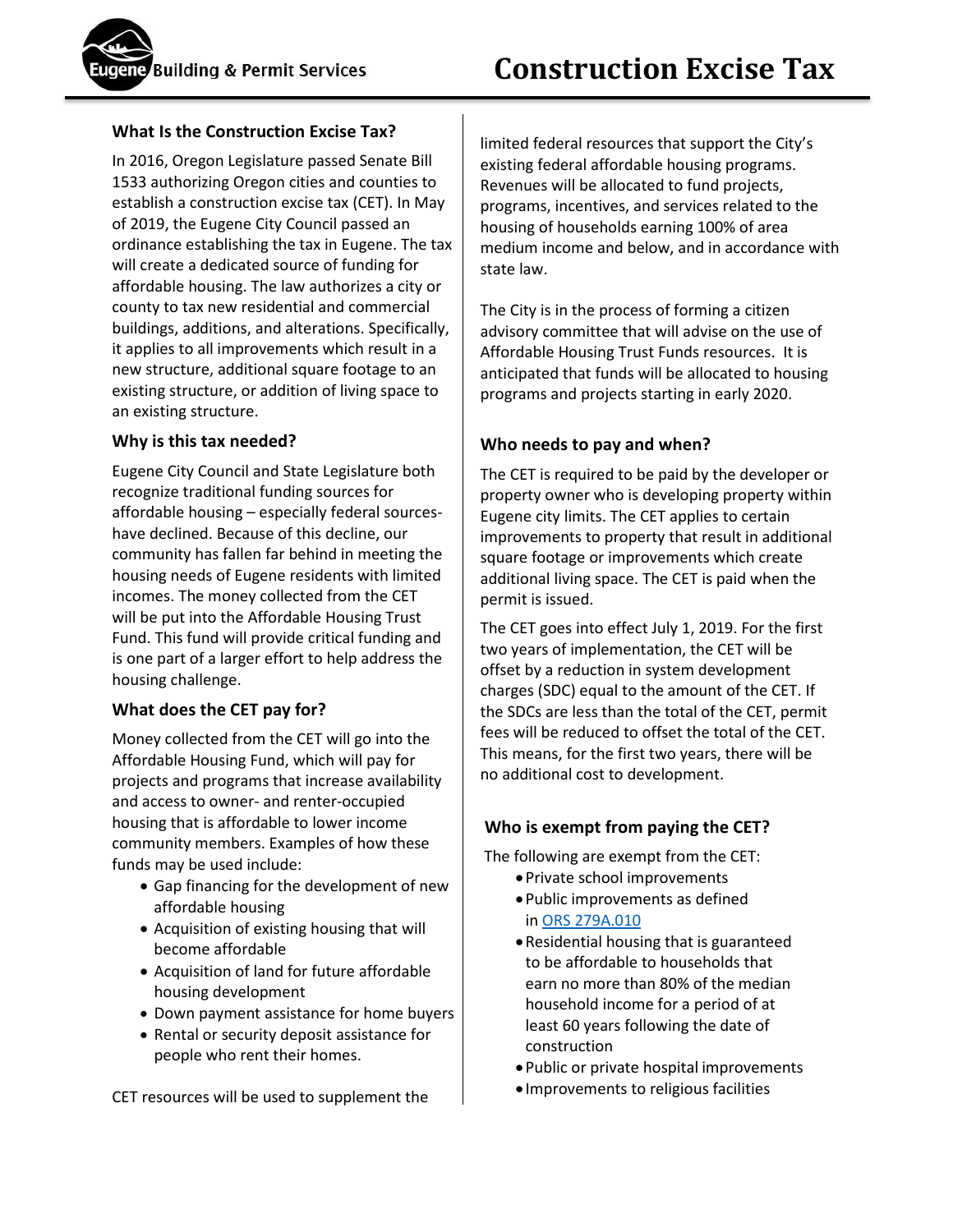# Construction Excise Tax

Eugene Building & Permit Services

### What Is the Construction Excise Tax?

In 2016, Oregon Legislature passed Senate Bill 1533 authorizing Oregon cities and counties to establish a construction excise tax (CET). In May of 2019, the Eugene City Council passed an ordinance establishing the tax in Eugene. The tax will create a dedicated source of funding for affordable housing. The law authorizes a city or county to tax new residential and commercial buildings, additions, and alterations. Specifically, it applies to all improvements which result in a new structure, additional square footage to an existing structure, or addition of living space to an existing structure.

### Why is this tax needed?

Eugene City Council and State Legislature both recognize traditional funding sources for affordable housing – especially federal sources-have declined. Because of this decline, our community has fallen far behind in meeting the housing needs of Eugene residents with limited incomes. The money collected from the CET will be put into the Affordable Housing Trust Fund. This fund will provide critical funding and is one part of a larger effort to help address the housing challenge.

### What does the CET pay for?

Money collected from the CET will go into the Affordable Housing Fund, which will pay for projects and programs that increase availability and access to owner- and renter-occupied housing that is affordable to lower income community members. Examples of how these funds may be used include:

- Gap financing for the development of new affordable housing
- Acquisition of existing housing that will become affordable
- Acquisition of land for future affordable housing development
- Down payment assistance for home buyers
- Rental or security deposit assistance for people who rent their homes.

CET resources will be used to supplement the limited federal resources that support the City's existing federal affordable housing programs. Revenues will be allocated to fund projects, programs, incentives, and services related to the housing of households earning 100% of area medium income and below, and in accordance with state law.

The City is in the process of forming a citizen advisory committee that will advise on the use of Affordable Housing Trust Funds resources. It is anticipated that funds will be allocated to housing programs and projects starting in early 2020.

### Who needs to pay and when?

The CET is required to be paid by the developer or property owner who is developing property within Eugene city limits. The CET applies to certain improvements to property that result in additional square footage or improvements which create additional living space. The CET is paid when the permit is issued.

The CET goes into effect July 1, 2019. For the first two years of implementation, the CET will be offset by a reduction in system development charges (SDC) equal to the amount of the CET. If the SDCs are less than the total of the CET, permit fees will be reduced to offset the total of the CET. This means, for the first two years, there will be no additional cost to development.

### Who is exempt from paying the CET?

The following are exempt from the CET:

- Private school improvements
- Public improvements as defined in [ORS 279A.010]
- Residential housing that is guaranteed to be affordable to households that earn no more than 80% of the median household income for a period of at least 60 years following the date of construction
- Public or private hospital improvements
- Improvements to religious facilities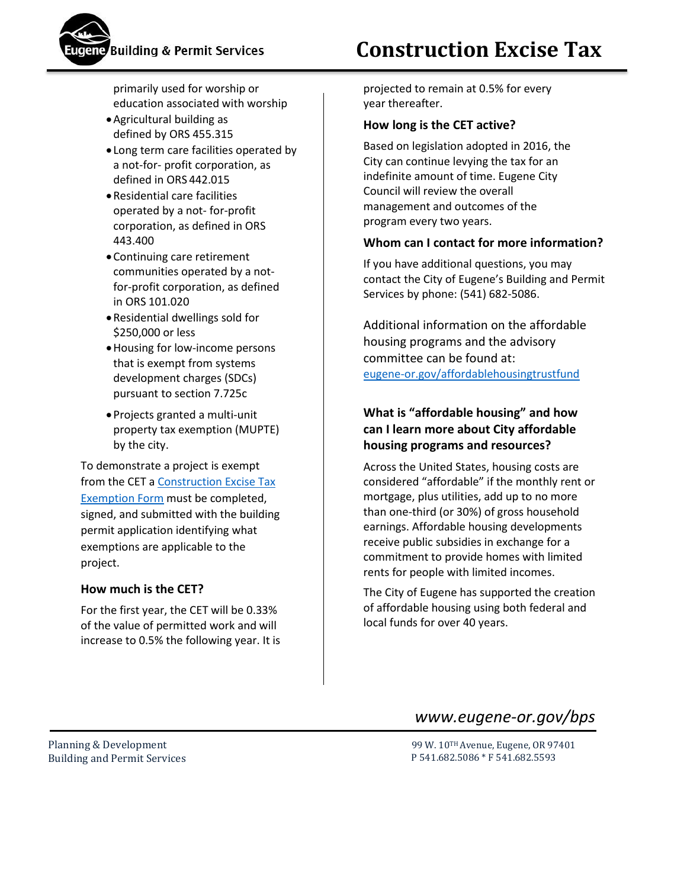primarily used for worship or education associated with worship

- Agricultural building as defined by ORS 455.315
- Long term care facilities operated by a not-for- profit corporation, as defined in ORS 442.015
- Residential care facilities operated by a not- for-profit corporation, as defined in ORS 443.400
- Continuing care retirement communities operated by a not-for-profit corporation, as defined in ORS 101.020
- Residential dwellings sold for $250,000 or less
- Housing for low-income persons that is exempt from systems development charges (SDCs) pursuant to section 7.725c
- Projects granted a multi-unit property tax exemption (MUPTE) by the city.

To demonstrate a project is exempt from the CET a Construction Excise Tax Exemption Form must be completed, signed, and submitted with the building permit application identifying what exemptions are applicable to the project.

### How much is the CET?

For the first year, the CET will be 0.33% of the value of permitted work and will increase to 0.5% the following year. It is projected to remain at 0.5% for every year thereafter.

### How long is the CET active?

Based on legislation adopted in 2016, the City can continue levying the tax for an indefinite amount of time. Eugene City Council will review the overall management and outcomes of the program every two years.

### Whom can I contact for more information?

If you have additional questions, you may contact the City of Eugene's Building and Permit Services by phone: (541) 682-5086.

Additional information on the affordable housing programs and the advisory committee can be found at: eugene-or.gov/affordablehousingtrustfund

### What is "affordable housing" and how can I learn more about City affordable housing programs and resources?

Across the United States, housing costs are considered "affordable" if the monthly rent or mortgage, plus utilities, add up to no more than one-third (or 30%) of gross household earnings. Affordable housing developments receive public subsidies in exchange for a commitment to provide homes with limited rents for people with limited incomes.

The City of Eugene has supported the creation of affordable housing using both federal and local funds for over 40 years.